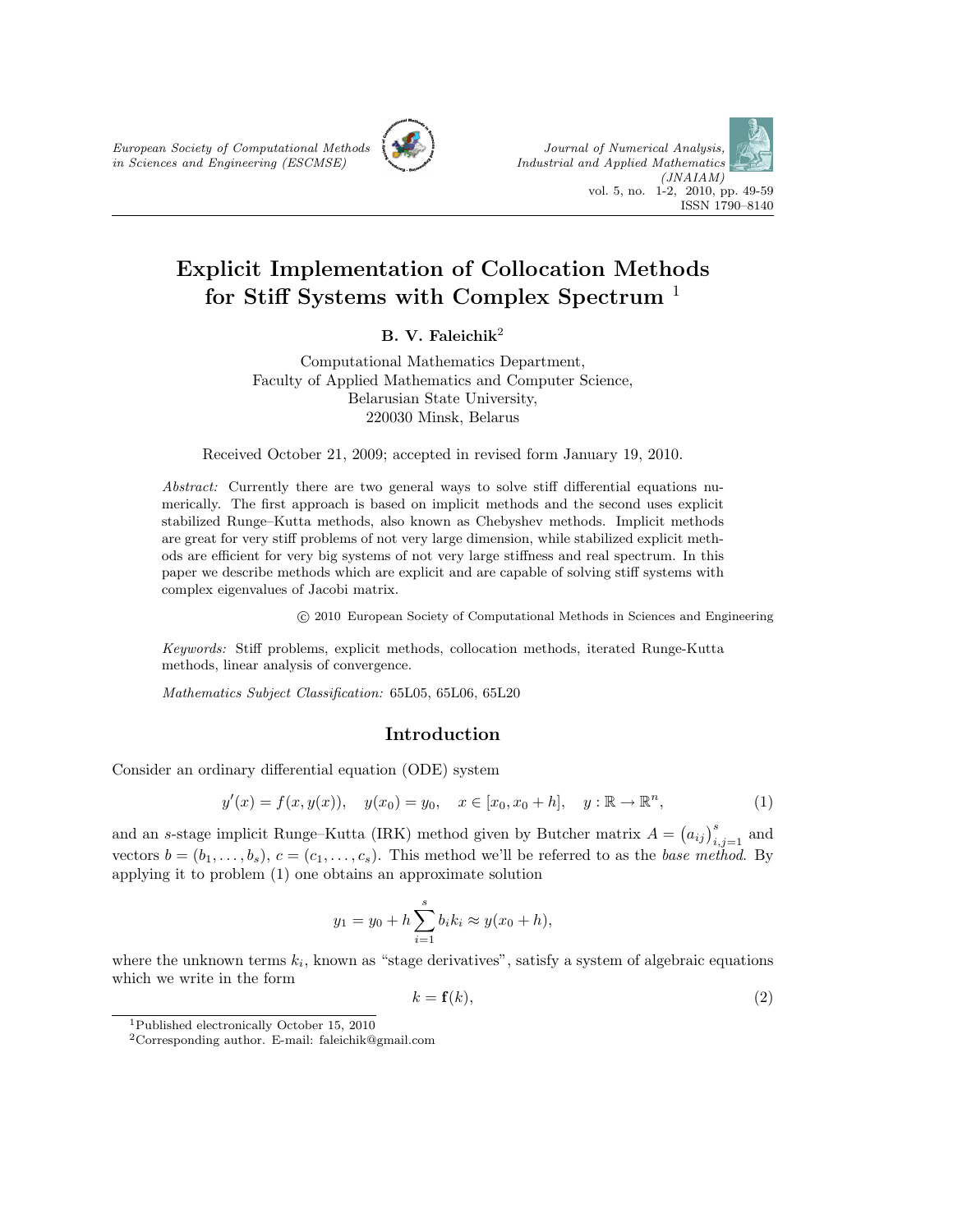# Explicit Implementation of Collocation Methods for Stiff Systems with Complex Spectrum [1]

**B. V. Faleichik**[2]

Computational Mathematics Department,
Faculty of Applied Mathematics and Computer Science,
Belarusian State University,
220030 Minsk, Belarus

Received October 21, 2009; accepted in revised form January 19, 2010.

*Abstract:* Currently there are two general ways to solve stiff differential equations numerically. The first approach is based on implicit methods and the second uses explicit stabilized Runge–Kutta methods, also known as Chebyshev methods. Implicit methods are great for very stiff problems of not very large dimension, while stabilized explicit methods are efficient for very big systems of not very large stiffness and real spectrum. In this paper we describe methods which are explicit and are capable of solving stiff systems with complex eigenvalues of Jacobi matrix.

© 2010 European Society of Computational Methods in Sciences and Engineering

*Keywords:* Stiff problems, explicit methods, collocation methods, iterated Runge-Kutta methods, linear analysis of convergence.

*Mathematics Subject Classification:* 65L05, 65L06, 65L20

## Introduction

Consider an ordinary differential equation (ODE) system

$$y'(x) = f(x, y(x)), \quad y(x_0) = y_0, \quad x \in [x_0, x_0 + h], \quad y : \mathbb{R} \to \mathbb{R}^n, \tag{1}$$

and an $s$-stage implicit Runge–Kutta (IRK) method given by Butcher matrix $A = \left(a_{ij}\right)_{i,j=1}^{s}$ and vectors $b = (b_1, \ldots, b_s)$, $c = (c_1, \ldots, c_s)$. This method we'll be referred to as the *base method*. By applying it to problem (1) one obtains an approximate solution

$$y_1 = y_0 + h \sum_{i=1}^{s} b_i k_i \approx y(x_0 + h),$$

where the unknown terms $k_i$, known as "stage derivatives", satisfy a system of algebraic equations which we write in the form

$$k = \mathbf{f}(k), \tag{2}$$

[1] Published electronically October 15, 2010

[2] Corresponding author. E-mail: faleichik@gmail.com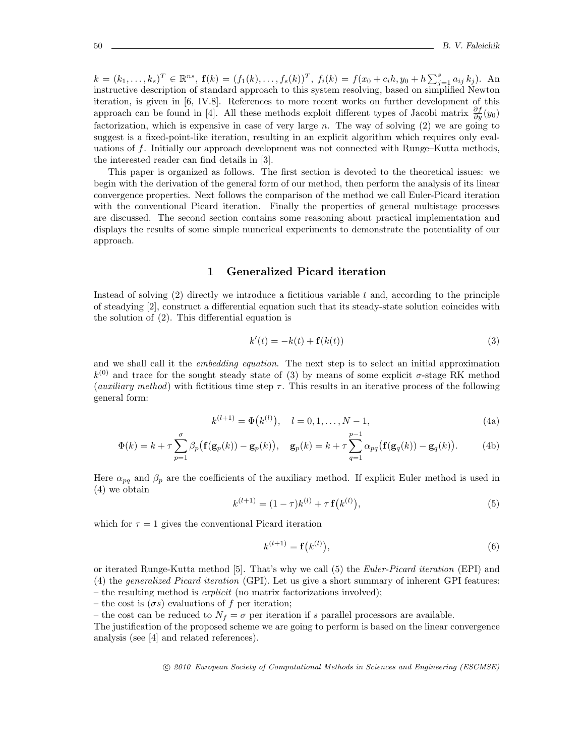$k = (k_1, \ldots, k_s)^T \in \mathbb{R}^{ns}$, $\mathbf{f}(k) = (f_1(k), \ldots, f_s(k))^T$, $f_i(k) = f(x_0 + c_i h, y_0 + h \sum_{j=1}^{s} a_{ij}\, k_j)$. An instructive description of standard approach to this system resolving, based on simplified Newton iteration, is given in [6, IV.8]. References to more recent works on further development of this approach can be found in [4]. All these methods exploit different types of Jacobi matrix $\frac{\partial f}{\partial y}(y_0)$ factorization, which is expensive in case of very large $n$. The way of solving (2) we are going to suggest is a fixed-point-like iteration, resulting in an explicit algorithm which requires only evaluations of $f$. Initially our approach development was not connected with Runge–Kutta methods, the interested reader can find details in [3].

This paper is organized as follows. The first section is devoted to the theoretical issues: we begin with the derivation of the general form of our method, then perform the analysis of its linear convergence properties. Next follows the comparison of the method we call Euler-Picard iteration with the conventional Picard iteration. Finally the properties of general multistage processes are discussed. The second section contains some reasoning about practical implementation and displays the results of some simple numerical experiments to demonstrate the potentiality of our approach.

## 1 Generalized Picard iteration

Instead of solving (2) directly we introduce a fictitious variable $t$ and, according to the principle of steadying [2], construct a differential equation such that its steady-state solution coincides with the solution of (2). This differential equation is

$$k'(t) = -k(t) + \mathbf{f}(k(t)) \tag{3}$$

and we shall call it the *embedding equation*. The next step is to select an initial approximation $k^{(0)}$ and trace for the sought steady state of (3) by means of some explicit $\sigma$-stage RK method (*auxiliary method*) with fictitious time step $\tau$. This results in an iterative process of the following general form:

$$k^{(l+1)} = \Phi\big(k^{(l)}\big), \quad l = 0, 1, \ldots, N-1, \tag{4a}$$

$$\Phi(k) = k + \tau \sum_{p=1}^{\sigma} \beta_p \big(\mathbf{f}(\mathbf{g}_p(k)) - \mathbf{g}_p(k)\big), \quad \mathbf{g}_p(k) = k + \tau \sum_{q=1}^{p-1} \alpha_{pq} \big(\mathbf{f}(\mathbf{g}_q(k)) - \mathbf{g}_q(k)\big). \tag{4b}$$

Here $\alpha_{pq}$ and $\beta_p$ are the coefficients of the auxiliary method. If explicit Euler method is used in (4) we obtain

$$k^{(l+1)} = (1-\tau)k^{(l)} + \tau\, \mathbf{f}\big(k^{(l)}\big), \tag{5}$$

which for $\tau = 1$ gives the conventional Picard iteration

$$k^{(l+1)} = \mathbf{f}\big(k^{(l)}\big), \tag{6}$$

or iterated Runge-Kutta method [5]. That's why we call (5) the *Euler-Picard iteration* (EPI) and (4) the *generalized Picard iteration* (GPI). Let us give a short summary of inherent GPI features:

– the resulting method is *explicit* (no matrix factorizations involved);
– the cost is $(\sigma s)$ evaluations of $f$ per iteration;
– the cost can be reduced to $N_f = \sigma$ per iteration if $s$ parallel processors are available.

The justification of the proposed scheme we are going to perform is based on the linear convergence analysis (see [4] and related references).

© 2010 European Society of Computational Methods in Sciences and Engineering (ESCMSE)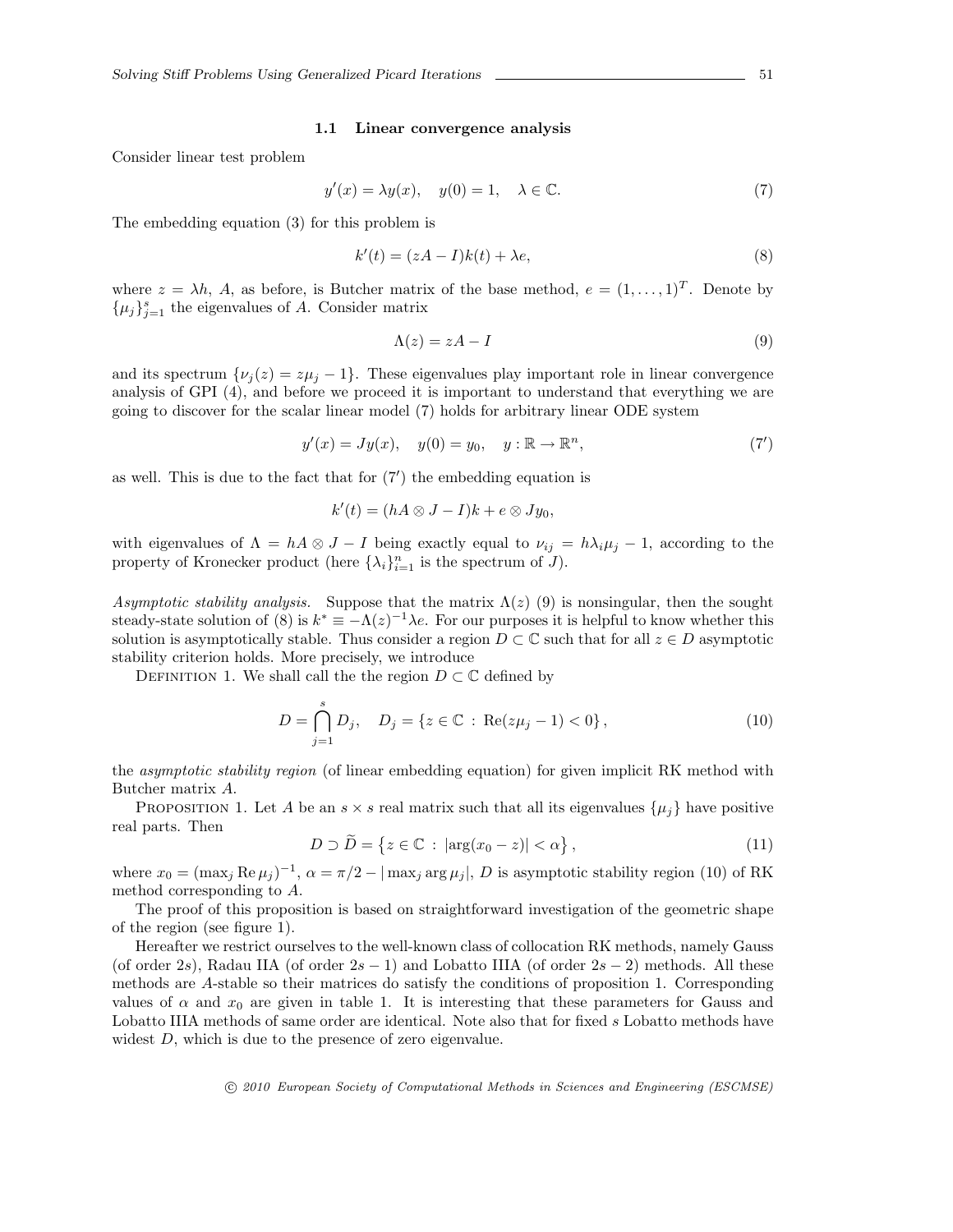### 1.1 Linear convergence analysis

Consider linear test problem

$$y'(x) = \lambda y(x), \quad y(0) = 1, \quad \lambda \in \mathbb{C}. \tag{7}$$

The embedding equation (3) for this problem is

$$k'(t) = (zA - I)k(t) + \lambda e, \tag{8}$$

where $z = \lambda h$, $A$, as before, is Butcher matrix of the base method, $e = (1, \ldots, 1)^T$. Denote by $\{\mu_j\}_{j=1}^s$ the eigenvalues of $A$. Consider matrix

$$\Lambda(z) = zA - I \tag{9}$$

and its spectrum $\{\nu_j(z) = z\mu_j - 1\}$. These eigenvalues play important role in linear convergence analysis of GPI (4), and before we proceed it is important to understand that everything we are going to discover for the scalar linear model (7) holds for arbitrary linear ODE system

$$y'(x) = Jy(x), \quad y(0) = y_0, \quad y : \mathbb{R} \to \mathbb{R}^n, \tag{7'}$$

as well. This is due to the fact that for (7′) the embedding equation is

$$k'(t) = (hA \otimes J - I)k + e \otimes Jy_0,$$

with eigenvalues of $\Lambda = hA \otimes J - I$ being exactly equal to $\nu_{ij} = h\lambda_i\mu_j - 1$, according to the property of Kronecker product (here $\{\lambda_i\}_{i=1}^n$ is the spectrum of $J$).

*Asymptotic stability analysis.* Suppose that the matrix $\Lambda(z)$ (9) is nonsingular, then the sought steady-state solution of (8) is $k^* \equiv -\Lambda(z)^{-1}\lambda e$. For our purposes it is helpful to know whether this solution is asymptotically stable. Thus consider a region $D \subset \mathbb{C}$ such that for all $z \in D$ asymptotic stability criterion holds. More precisely, we introduce

Definition 1. We shall call the the region $D \subset \mathbb{C}$ defined by

$$D = \bigcap_{j=1}^{s} D_j, \quad D_j = \{z \in \mathbb{C} \, : \, \mathrm{Re}(z\mu_j - 1) < 0\}, \tag{10}$$

the *asymptotic stability region* (of linear embedding equation) for given implicit RK method with Butcher matrix $A$.

Proposition 1. Let $A$ be an $s \times s$ real matrix such that all its eigenvalues $\{\mu_j\}$ have positive real parts. Then

$$D \supset \widetilde{D} = \{z \in \mathbb{C} \, : \, |\arg(x_0 - z)| < \alpha\}, \tag{11}$$

where $x_0 = (\max_j \mathrm{Re}\,\mu_j)^{-1}$, $\alpha = \pi/2 - |\max_j \arg\mu_j|$, $D$ is asymptotic stability region (10) of RK method corresponding to $A$.

The proof of this proposition is based on straightforward investigation of the geometric shape of the region (see figure 1).

Hereafter we restrict ourselves to the well-known class of collocation RK methods, namely Gauss (of order $2s$), Radau IIA (of order $2s-1$) and Lobatto IIIA (of order $2s-2$) methods. All these methods are $A$-stable so their matrices do satisfy the conditions of proposition 1. Corresponding values of $\alpha$ and $x_0$ are given in table 1. It is interesting that these parameters for Gauss and Lobatto IIIA methods of same order are identical. Note also that for fixed $s$ Lobatto methods have widest $D$, which is due to the presence of zero eigenvalue.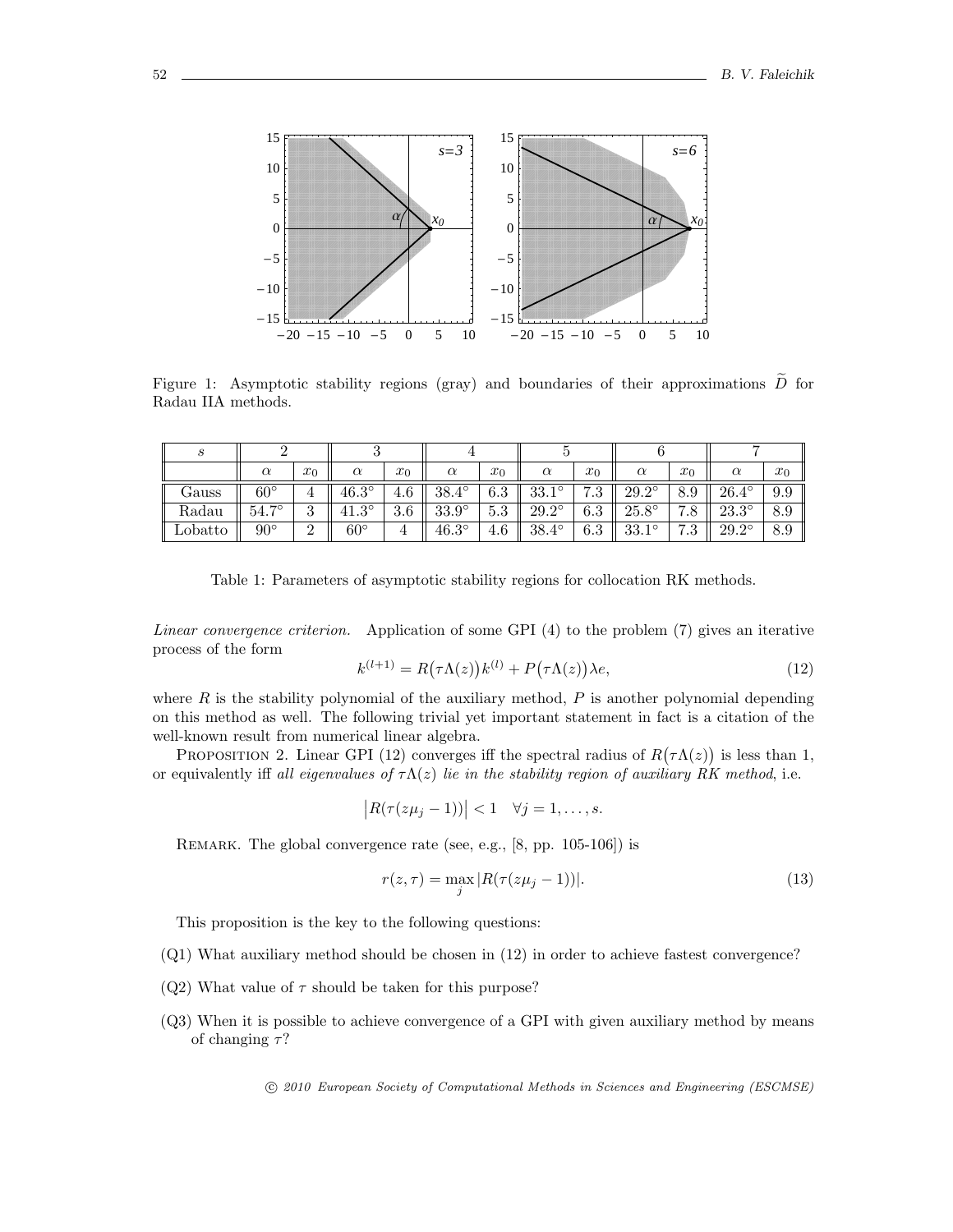Figure 1: Asymptotic stability regions (gray) and boundaries of their approximations $\widetilde{D}$ for Radau IIA methods.

| $s$ | 2 | | 3 | | 4 | | 5 | | 6 | | 7 | |
|---|---|---|---|---|---|---|---|---|---|---|---|---|
| | $\alpha$ | $x_0$ | $\alpha$ | $x_0$ | $\alpha$ | $x_0$ | $\alpha$ | $x_0$ | $\alpha$ | $x_0$ | $\alpha$ | $x_0$ |
| Gauss | $60^\circ$ | 4 | $46.3^\circ$ | 4.6 | $38.4^\circ$ | 6.3 | $33.1^\circ$ | 7.3 | $29.2^\circ$ | 8.9 | $26.4^\circ$ | 9.9 |
| Radau | $54.7^\circ$ | 3 | $41.3^\circ$ | 3.6 | $33.9^\circ$ | 5.3 | $29.2^\circ$ | 6.3 | $25.8^\circ$ | 7.8 | $23.3^\circ$ | 8.9 |
| Lobatto | $90^\circ$ | 2 | $60^\circ$ | 4 | $46.3^\circ$ | 4.6 | $38.4^\circ$ | 6.3 | $33.1^\circ$ | 7.3 | $29.2^\circ$ | 8.9 |

Table 1: Parameters of asymptotic stability regions for collocation RK methods.

*Linear convergence criterion.* Application of some GPI (4) to the problem (7) gives an iterative process of the form

$$k^{(l+1)} = R\big(\tau\Lambda(z)\big)k^{(l)} + P\big(\tau\Lambda(z)\big)\lambda e, \tag{12}$$

where $R$ is the stability polynomial of the auxiliary method, $P$ is another polynomial depending on this method as well. The following trivial yet important statement in fact is a citation of the well-known result from numerical linear algebra.

Proposition 2. Linear GPI (12) converges iff the spectral radius of $R\big(\tau\Lambda(z)\big)$ is less than 1, or equivalently iff *all eigenvalues of $\tau\Lambda(z)$ lie in the stability region of auxiliary RK method*, i.e.

$$\big|R(\tau(z\mu_j - 1))\big| < 1 \quad \forall j = 1, \dots, s.$$

Remark. The global convergence rate (see, e.g., [8, pp. 105-106]) is

$$r(z,\tau) = \max_j |R(\tau(z\mu_j - 1))|. \tag{13}$$

This proposition is the key to the following questions:

(Q1) What auxiliary method should be chosen in (12) in order to achieve fastest convergence?

(Q2) What value of $\tau$ should be taken for this purpose?

(Q3) When it is possible to achieve convergence of a GPI with given auxiliary method by means of changing $\tau$?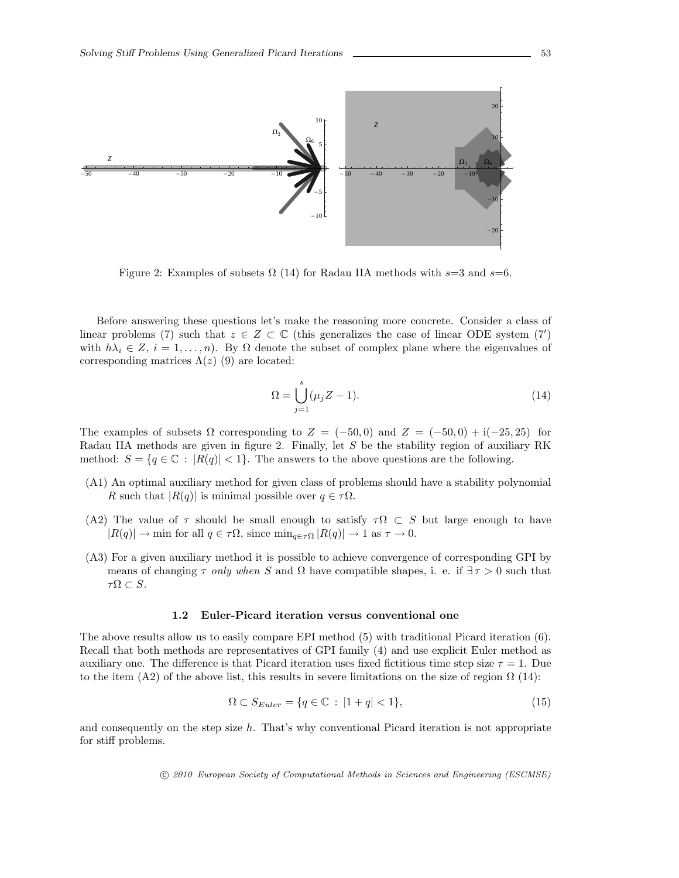Figure 2: Examples of subsets $\Omega$ (14) for Radau IIA methods with $s$=3 and $s$=6.

Before answering these questions let's make the reasoning more concrete. Consider a class of linear problems (7) such that $z \in Z \subset \mathbb{C}$ (this generalizes the case of linear ODE system (7′) with $h\lambda_i \in Z$, $i = 1, \ldots, n$). By $\Omega$ denote the subset of complex plane where the eigenvalues of corresponding matrices $\Lambda(z)$ (9) are located:

$$\Omega = \bigcup_{j=1}^{s} (\mu_j Z - 1). \tag{14}$$

The examples of subsets $\Omega$ corresponding to $Z = (-50, 0)$ and $Z = (-50, 0) + \mathrm{i}(-25, 25)$ for Radau IIA methods are given in figure 2. Finally, let $S$ be the stability region of auxiliary RK method: $S = \{q \in \mathbb{C} \, : \, |R(q)| < 1\}$. The answers to the above questions are the following.

- (A1) An optimal auxiliary method for given class of problems should have a stability polynomial $R$ such that $|R(q)|$ is minimal possible over $q \in \tau\Omega$.
- (A2) The value of $\tau$ should be small enough to satisfy $\tau\Omega \subset S$ but large enough to have $|R(q)| \to \min$ for all $q \in \tau\Omega$, since $\min_{q \in \tau\Omega} |R(q)| \to 1$ as $\tau \to 0$.
- (A3) For a given auxiliary method it is possible to achieve convergence of corresponding GPI by means of changing $\tau$ *only when* $S$ and $\Omega$ have compatible shapes, i. e. if $\exists \, \tau > 0$ such that $\tau\Omega \subset S$.

### 1.2 Euler-Picard iteration versus conventional one

The above results allow us to easily compare EPI method (5) with traditional Picard iteration (6). Recall that both methods are representatives of GPI family (4) and use explicit Euler method as auxiliary one. The difference is that Picard iteration uses fixed fictitious time step size $\tau = 1$. Due to the item (A2) of the above list, this results in severe limitations on the size of region $\Omega$ (14):

$$\Omega \subset S_{Euler} = \{q \in \mathbb{C} \, : \, |1 + q| < 1\}, \tag{15}$$

and consequently on the step size $h$. That's why conventional Picard iteration is not appropriate for stiff problems.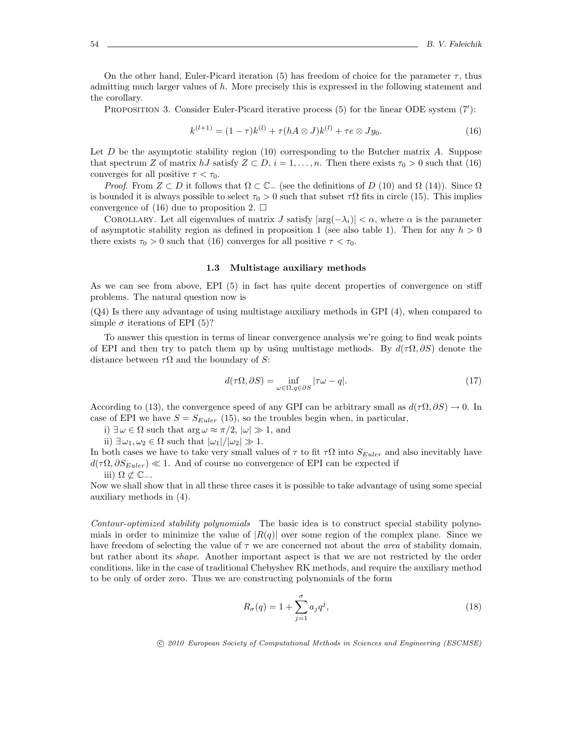On the other hand, Euler-Picard iteration (5) has freedom of choice for the parameter $\tau$, thus admitting much larger values of $h$. More precisely this is expressed in the following statement and the corollary.

PROPOSITION 3. Consider Euler-Picard iterative process (5) for the linear ODE system (7′):

$$k^{(l+1)} = (1-\tau)k^{(l)} + \tau(hA \otimes J)k^{(l)} + \tau e \otimes Jy_0. \tag{16}$$

Let $D$ be the asymptotic stability region (10) corresponding to the Butcher matrix $A$. Suppose that spectrum $Z$ of matrix $hJ$ satisfy $Z \subset D$, $i = 1, \ldots, n$. Then there exists $\tau_0 > 0$ such that (16) converges for all positive $\tau < \tau_0$.

*Proof.* From $Z \subset D$ it follows that $\Omega \subset \mathbb{C}_-$ (see the definitions of $D$ (10) and $\Omega$ (14)). Since $\Omega$ is bounded it is always possible to select $\tau_0 > 0$ such that subset $\tau\Omega$ fits in circle (15). This implies convergence of (16) due to proposition 2. □

COROLLARY. Let all eigenvalues of matrix $J$ satisfy $|\arg(-\lambda_i)| < \alpha$, where $\alpha$ is the parameter of asymptotic stability region as defined in proposition 1 (see also table 1). Then for any $h > 0$ there exists $\tau_0 > 0$ such that (16) converges for all positive $\tau < \tau_0$.

### 1.3 Multistage auxiliary methods

As we can see from above, EPI (5) in fact has quite decent properties of convergence on stiff problems. The natural question now is

(Q4) Is there any advantage of using multistage auxiliary methods in GPI (4), when compared to simple $\sigma$ iterations of EPI (5)?

To answer this question in terms of linear convergence analysis we're going to find weak points of EPI and then try to patch them up by using multistage methods. By $d(\tau\Omega, \partial S)$ denote the distance between $\tau\Omega$ and the boundary of $S$:

$$d(\tau\Omega, \partial S) = \inf_{\omega\in\Omega, q\in\partial S} |\tau\omega - q|. \tag{17}$$

According to (13), the convergence speed of any GPI can be arbitrary small as $d(\tau\Omega, \partial S) \to 0$. In case of EPI we have $S = S_{Euler}$ (15), so the troubles begin when, in particular,

i) $\exists\, \omega \in \Omega$ such that $\arg\omega \approx \pi/2$, $|\omega| \gg 1$, and

ii) $\exists\, \omega_1, \omega_2 \in \Omega$ such that $|\omega_1|/|\omega_2| \gg 1$.

In both cases we have to take very small values of $\tau$ to fit $\tau\Omega$ into $S_{Euler}$ and also inevitably have $d(\tau\Omega, \partial S_{Euler}) \ll 1$. And of course no convergence of EPI can be expected if

iii) $\Omega \not\subset \mathbb{C}_-$.

Now we shall show that in all these three cases it is possible to take advantage of using some special auxiliary methods in (4).

*Contour-optimized stability polynomials* The basic idea is to construct special stability polynomials in order to minimize the value of $|R(q)|$ over some region of the complex plane. Since we have freedom of selecting the value of $\tau$ we are concerned not about the *area* of stability domain, but rather about its *shape*. Another important aspect is that we are not restricted by the order conditions, like in the case of traditional Chebyshev RK methods, and require the auxiliary method to be only of order zero. Thus we are constructing polynomials of the form

$$R_\sigma(q) = 1 + \sum_{j=1}^{\sigma} a_j q^j, \tag{18}$$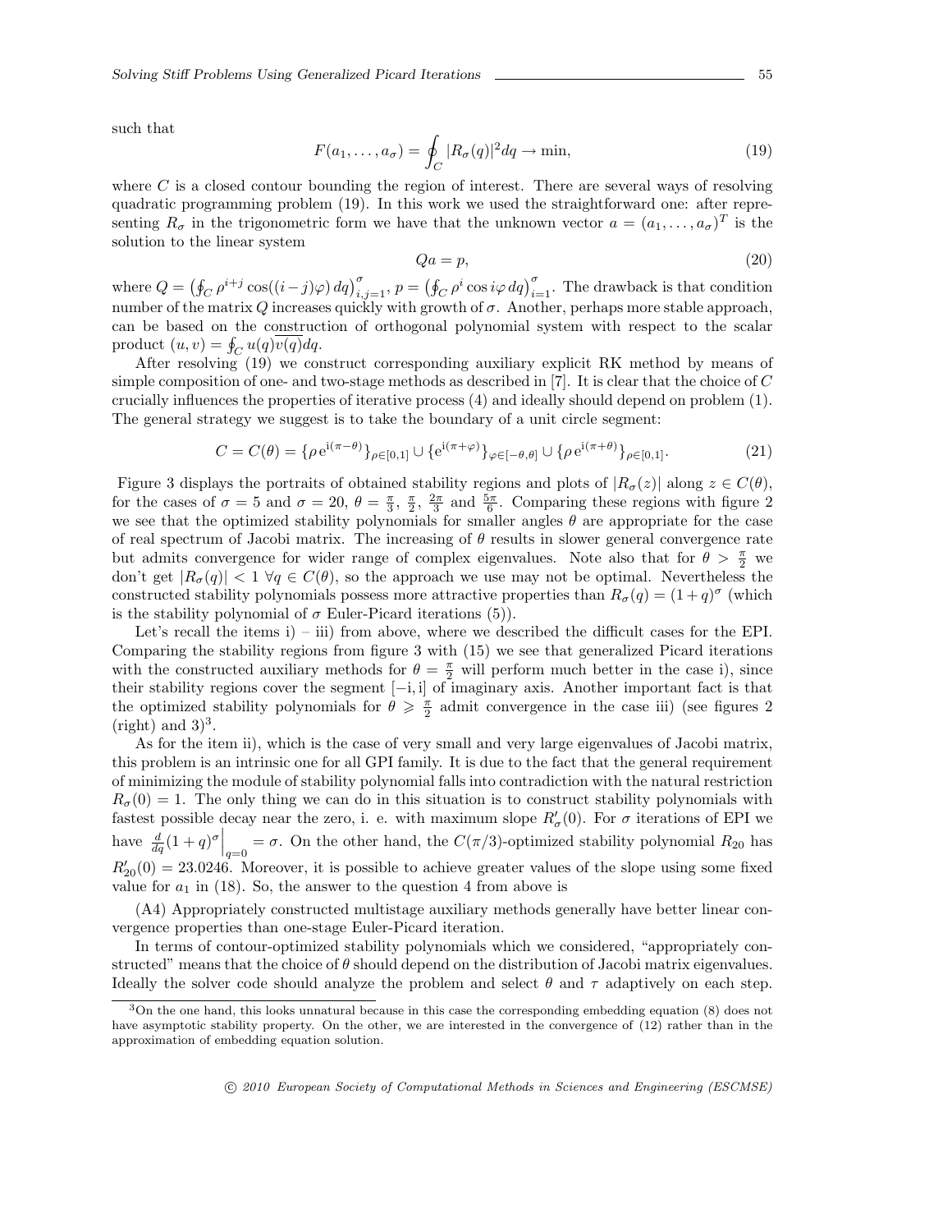such that

$$F(a_1, \ldots, a_\sigma) = \oint_C |R_\sigma(q)|^2 dq \to \min, \tag{19}$$

where $C$ is a closed contour bounding the region of interest. There are several ways of resolving quadratic programming problem (19). In this work we used the straightforward one: after representing $R_\sigma$ in the trigonometric form we have that the unknown vector $a = (a_1, \ldots, a_\sigma)^T$ is the solution to the linear system

$$Qa = p, \tag{20}$$

where $Q = \left(\oint_C \rho^{i+j} \cos((i-j)\varphi)\, dq\right)_{i,j=1}^{\sigma}$, $p = \left(\oint_C \rho^i \cos i\varphi\, dq\right)_{i=1}^{\sigma}$. The drawback is that condition number of the matrix $Q$ increases quickly with growth of $\sigma$. Another, perhaps more stable approach, can be based on the construction of orthogonal polynomial system with respect to the scalar product $(u, v) = \oint_C u(q)\overline{v(q)}dq$.

After resolving (19) we construct corresponding auxiliary explicit RK method by means of simple composition of one- and two-stage methods as described in [7]. It is clear that the choice of $C$ crucially influences the properties of iterative process (4) and ideally should depend on problem (1). The general strategy we suggest is to take the boundary of a unit circle segment:

$$C = C(\theta) = \{\rho\, e^{i(\pi-\theta)}\}_{\rho\in[0,1]} \cup \{e^{i(\pi+\varphi)}\}_{\varphi\in[-\theta,\theta]} \cup \{\rho\, e^{i(\pi+\theta)}\}_{\rho\in[0,1]}. \tag{21}$$

Figure 3 displays the portraits of obtained stability regions and plots of $|R_\sigma(z)|$ along $z \in C(\theta)$, for the cases of $\sigma = 5$ and $\sigma = 20$, $\theta = \frac{\pi}{3}$, $\frac{\pi}{2}$, $\frac{2\pi}{3}$ and $\frac{5\pi}{6}$. Comparing these regions with figure 2 we see that the optimized stability polynomials for smaller angles $\theta$ are appropriate for the case of real spectrum of Jacobi matrix. The increasing of $\theta$ results in slower general convergence rate but admits convergence for wider range of complex eigenvalues. Note also that for $\theta > \frac{\pi}{2}$ we don't get $|R_\sigma(q)| < 1\ \forall q \in C(\theta)$, so the approach we use may not be optimal. Nevertheless the constructed stability polynomials possess more attractive properties than $R_\sigma(q) = (1 + q)^\sigma$ (which is the stability polynomial of $\sigma$ Euler-Picard iterations (5)).

Let's recall the items i) – iii) from above, where we described the difficult cases for the EPI. Comparing the stability regions from figure 3 with (15) we see that generalized Picard iterations with the constructed auxiliary methods for $\theta = \frac{\pi}{2}$ will perform much better in the case i), since their stability regions cover the segment $[-i, i]$ of imaginary axis. Another important fact is that the optimized stability polynomials for $\theta \geqslant \frac{\pi}{2}$ admit convergence in the case iii) (see figures 2 (right) and 3)[3].

As for the item ii), which is the case of very small and very large eigenvalues of Jacobi matrix, this problem is an intrinsic one for all GPI family. It is due to the fact that the general requirement of minimizing the module of stability polynomial falls into contradiction with the natural restriction $R_\sigma(0) = 1$. The only thing we can do in this situation is to construct stability polynomials with fastest possible decay near the zero, i. e. with maximum slope $R'_\sigma(0)$. For $\sigma$ iterations of EPI we have $\frac{d}{dq}(1 + q)^\sigma\Big|_{q=0} = \sigma$. On the other hand, the $C(\pi/3)$-optimized stability polynomial $R_{20}$ has $R'_{20}(0) = 23.0246$. Moreover, it is possible to achieve greater values of the slope using some fixed value for $a_1$ in (18). So, the answer to the question 4 from above is

(A4) Appropriately constructed multistage auxiliary methods generally have better linear convergence properties than one-stage Euler-Picard iteration.

In terms of contour-optimized stability polynomials which we considered, "appropriately constructed" means that the choice of $\theta$ should depend on the distribution of Jacobi matrix eigenvalues. Ideally the solver code should analyze the problem and select $\theta$ and $\tau$ adaptively on each step.

[3] On the one hand, this looks unnatural because in this case the corresponding embedding equation (8) does not have asymptotic stability property. On the other, we are interested in the convergence of (12) rather than in the approximation of embedding equation solution.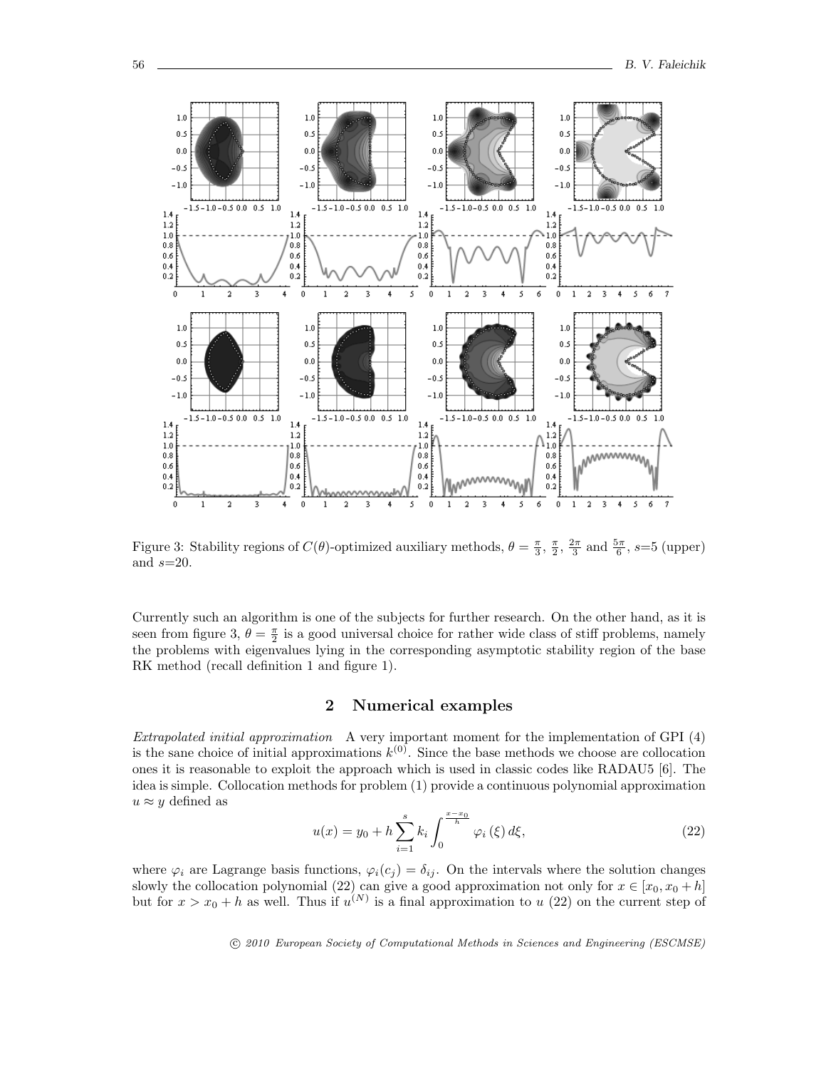Figure 3: Stability regions of $C(\theta)$-optimized auxiliary methods, $\theta = \frac{\pi}{3}$, $\frac{\pi}{2}$, $\frac{2\pi}{3}$ and $\frac{5\pi}{6}$, $s$=5 (upper) and $s$=20.

Currently such an algorithm is one of the subjects for further research. On the other hand, as it is seen from figure 3, $\theta = \frac{\pi}{2}$ is a good universal choice for rather wide class of stiff problems, namely the problems with eigenvalues lying in the corresponding asymptotic stability region of the base RK method (recall definition 1 and figure 1).

## 2 Numerical examples

*Extrapolated initial approximation* A very important moment for the implementation of GPI (4) is the sane choice of initial approximations $k^{(0)}$. Since the base methods we choose are collocation ones it is reasonable to exploit the approach which is used in classic codes like RADAU5 [6]. The idea is simple. Collocation methods for problem (1) provide a continuous polynomial approximation $u \approx y$ defined as

$$u(x) = y_0 + h \sum_{i=1}^{s} k_i \int_0^{\frac{x-x_0}{h}} \varphi_i(\xi)\, d\xi, \tag{22}$$

where $\varphi_i$ are Lagrange basis functions, $\varphi_i(c_j) = \delta_{ij}$. On the intervals where the solution changes slowly the collocation polynomial (22) can give a good approximation not only for $x \in [x_0, x_0 + h]$ but for $x > x_0 + h$ as well. Thus if $u^{(N)}$ is a final approximation to $u$ (22) on the current step of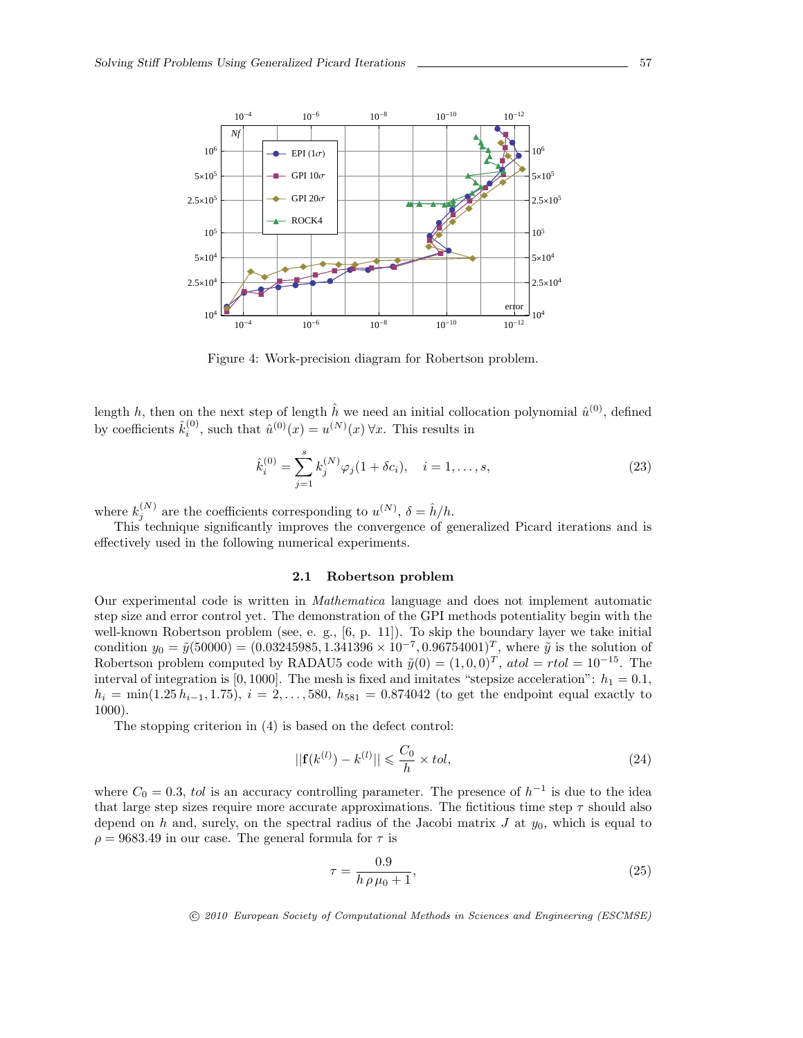Figure 4: Work-precision diagram for Robertson problem.

length $h$, then on the next step of length $\hat{h}$ we need an initial collocation polynomial $\hat{u}^{(0)}$, defined by coefficients $\hat{k}_i^{(0)}$, such that $\hat{u}^{(0)}(x) = u^{(N)}(x)\ \forall x$. This results in

$$\hat{k}_i^{(0)} = \sum_{j=1}^{s} k_j^{(N)} \varphi_j(1 + \delta c_i), \quad i = 1, \ldots, s, \tag{23}$$

where $k_j^{(N)}$ are the coefficients corresponding to $u^{(N)}$, $\delta = \hat{h}/h$.

This technique significantly improves the convergence of generalized Picard iterations and is effectively used in the following numerical experiments.

### 2.1 Robertson problem

Our experimental code is written in *Mathematica* language and does not implement automatic step size and error control yet. The demonstration of the GPI methods potentiality begin with the well-known Robertson problem (see, e. g., [6, p. 11]). To skip the boundary layer we take initial condition $y_0 = \tilde{y}(50000) = (0.03245985, 1.341396 \times 10^{-7}, 0.96754001)^T$, where $\tilde{y}$ is the solution of Robertson problem computed by RADAU5 code with $\tilde{y}(0) = (1, 0, 0)^T$, $atol = rtol = 10^{-15}$. The interval of integration is $[0, 1000]$. The mesh is fixed and imitates "stepsize acceleration": $h_1 = 0.1$, $h_i = \min(1.25\, h_{i-1}, 1.75)$, $i = 2, \ldots, 580$, $h_{581} = 0.874042$ (to get the endpoint equal exactly to 1000).

The stopping criterion in (4) is based on the defect control:

$$||\mathbf{f}(k^{(l)}) - k^{(l)}|| \leqslant \frac{C_0}{h} \times tol, \tag{24}$$

where $C_0 = 0.3$, $tol$ is an accuracy controlling parameter. The presence of $h^{-1}$ is due to the idea that large step sizes require more accurate approximations. The fictitious time step $\tau$ should also depend on $h$ and, surely, on the spectral radius of the Jacobi matrix $J$ at $y_0$, which is equal to $\rho = 9683.49$ in our case. The general formula for $\tau$ is

$$\tau = \frac{0.9}{h\, \rho\, \mu_0 + 1}, \tag{25}$$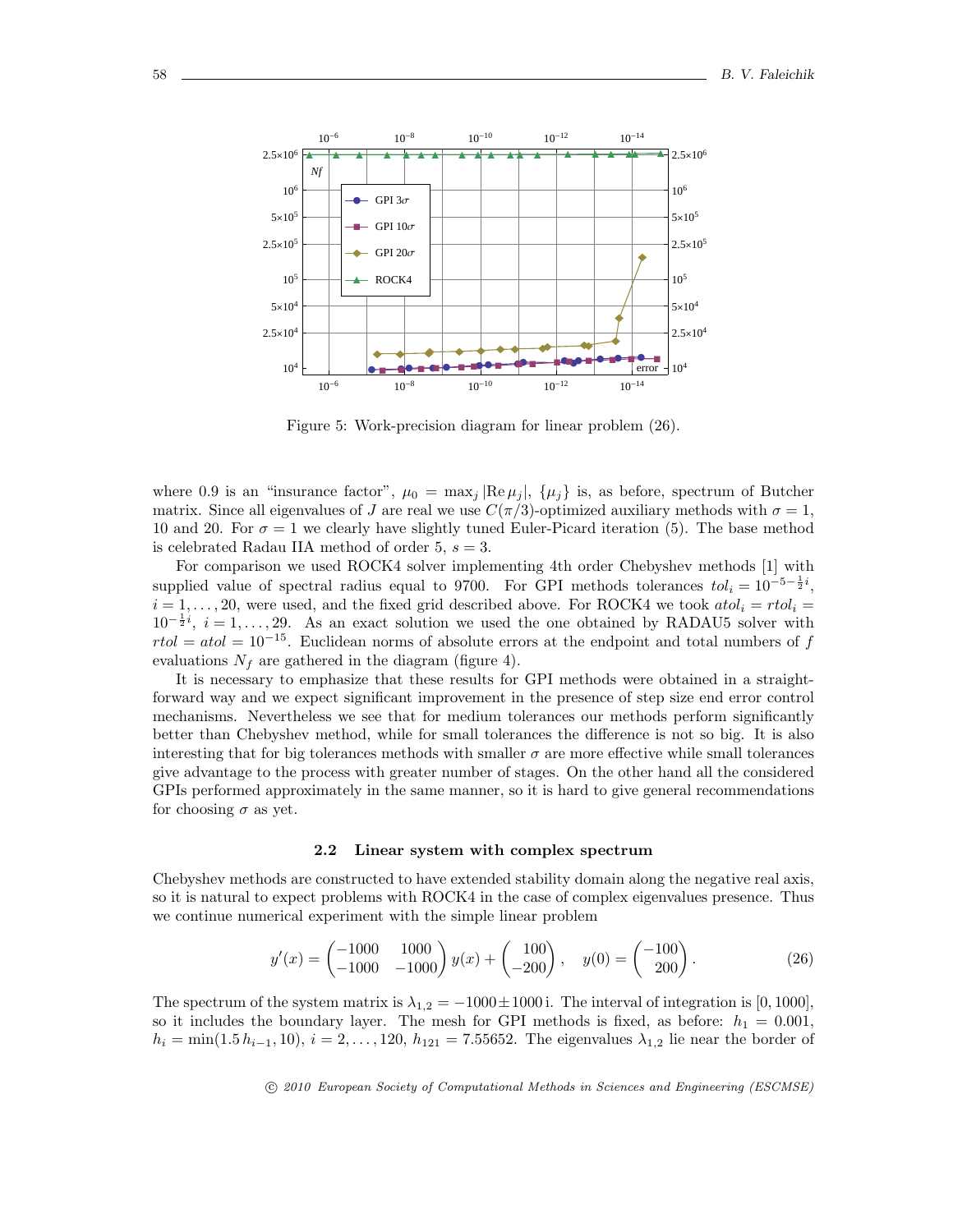Figure 5: Work-precision diagram for linear problem (26).

where 0.9 is an "insurance factor", $\mu_0 = \max_j |\mathrm{Re}\,\mu_j|$, $\{\mu_j\}$ is, as before, spectrum of Butcher matrix. Since all eigenvalues of $J$ are real we use $C(\pi/3)$-optimized auxiliary methods with $\sigma = 1$, 10 and 20. For $\sigma = 1$ we clearly have slightly tuned Euler-Picard iteration (5). The base method is celebrated Radau IIA method of order 5, $s = 3$.

For comparison we used ROCK4 solver implementing 4th order Chebyshev methods [1] with supplied value of spectral radius equal to 9700. For GPI methods tolerances $tol_i = 10^{-5-\frac{1}{2}i}$, $i = 1, \ldots, 20$, were used, and the fixed grid described above. For ROCK4 we took $atol_i = rtol_i = 10^{-\frac{1}{2}i}$, $i = 1, \ldots, 29$. As an exact solution we used the one obtained by RADAU5 solver with $rtol = atol = 10^{-15}$. Euclidean norms of absolute errors at the endpoint and total numbers of $f$ evaluations $N_f$ are gathered in the diagram (figure 4).

It is necessary to emphasize that these results for GPI methods were obtained in a straightforward way and we expect significant improvement in the presence of step size end error control mechanisms. Nevertheless we see that for medium tolerances our methods perform significantly better than Chebyshev method, while for small tolerances the difference is not so big. It is also interesting that for big tolerances methods with smaller $\sigma$ are more effective while small tolerances give advantage to the process with greater number of stages. On the other hand all the considered GPIs performed approximately in the same manner, so it is hard to give general recommendations for choosing $\sigma$ as yet.

### 2.2 Linear system with complex spectrum

Chebyshev methods are constructed to have extended stability domain along the negative real axis, so it is natural to expect problems with ROCK4 in the case of complex eigenvalues presence. Thus we continue numerical experiment with the simple linear problem

$$y'(x) = \begin{pmatrix} -1000 & 1000 \\ -1000 & -1000 \end{pmatrix} y(x) + \begin{pmatrix} 100 \\ -200 \end{pmatrix}, \quad y(0) = \begin{pmatrix} -100 \\ 200 \end{pmatrix}. \tag{26}$$

The spectrum of the system matrix is $\lambda_{1,2} = -1000 \pm 1000\,\mathrm{i}$. The interval of integration is $[0, 1000]$, so it includes the boundary layer. The mesh for GPI methods is fixed, as before: $h_1 = 0.001$, $h_i = \min(1.5\, h_{i-1}, 10)$, $i = 2, \ldots, 120$, $h_{121} = 7.55652$. The eigenvalues $\lambda_{1,2}$ lie near the border of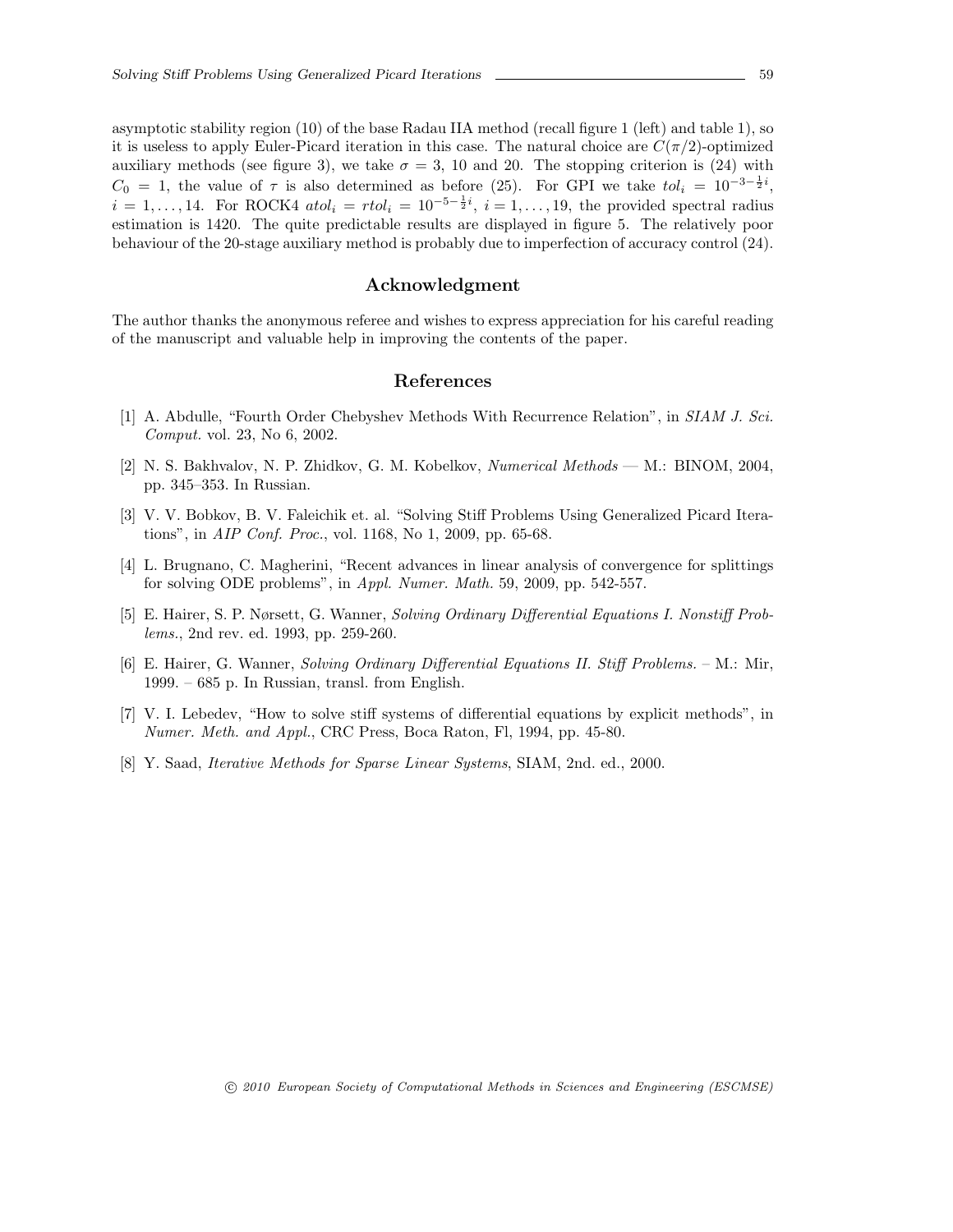asymptotic stability region (10) of the base Radau IIA method (recall figure 1 (left) and table 1), so it is useless to apply Euler-Picard iteration in this case. The natural choice are $C(\pi/2)$-optimized auxiliary methods (see figure 3), we take $\sigma = 3$, 10 and 20. The stopping criterion is (24) with $C_0 = 1$, the value of $\tau$ is also determined as before (25). For GPI we take $tol_i = 10^{-3-\frac{1}{2}i}$, $i = 1, \ldots, 14$. For ROCK4 $atol_i = rtol_i = 10^{-5-\frac{1}{2}i}$, $i = 1, \ldots, 19$, the provided spectral radius estimation is 1420. The quite predictable results are displayed in figure 5. The relatively poor behaviour of the 20-stage auxiliary method is probably due to imperfection of accuracy control (24).

## Acknowledgment

The author thanks the anonymous referee and wishes to express appreciation for his careful reading of the manuscript and valuable help in improving the contents of the paper.

## References

[1] A. Abdulle, "Fourth Order Chebyshev Methods With Recurrence Relation", in *SIAM J. Sci. Comput.* vol. 23, No 6, 2002.

[2] N. S. Bakhvalov, N. P. Zhidkov, G. M. Kobelkov, *Numerical Methods* — M.: BINOM, 2004, pp. 345–353. In Russian.

[3] V. V. Bobkov, B. V. Faleichik et. al. "Solving Stiff Problems Using Generalized Picard Iterations", in *AIP Conf. Proc.*, vol. 1168, No 1, 2009, pp. 65-68.

[4] L. Brugnano, C. Magherini, "Recent advances in linear analysis of convergence for splittings for solving ODE problems", in *Appl. Numer. Math.* 59, 2009, pp. 542-557.

[5] E. Hairer, S. P. Nørsett, G. Wanner, *Solving Ordinary Differential Equations I. Nonstiff Problems.*, 2nd rev. ed. 1993, pp. 259-260.

[6] E. Hairer, G. Wanner, *Solving Ordinary Differential Equations II. Stiff Problems.* – M.: Mir, 1999. – 685 p. In Russian, transl. from English.

[7] V. I. Lebedev, "How to solve stiff systems of differential equations by explicit methods", in *Numer. Meth. and Appl.*, CRC Press, Boca Raton, Fl, 1994, pp. 45-80.

[8] Y. Saad, *Iterative Methods for Sparse Linear Systems*, SIAM, 2nd. ed., 2000.